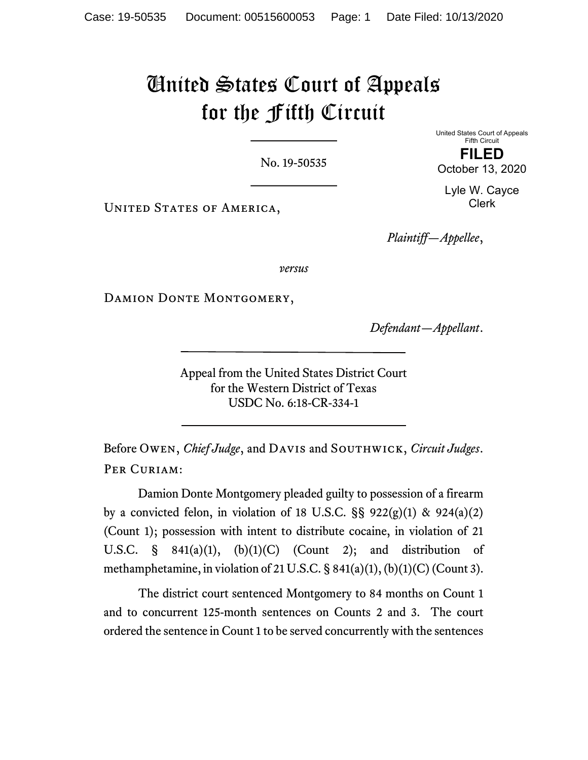# United States Court of Appeals for the Fifth Circuit

United States Court of Appeals
Fifth Circuit

**FILED**

October 13, 2020

Lyle W. Cayce
Clerk

No. 19-50535

United States of America,

*Plaintiff—Appellee*,

*versus*

Damion Donte Montgomery,

*Defendant—Appellant*.

Appeal from the United States District Court
for the Western District of Texas
USDC No. 6:18-CR-334-1

Before Owen, *Chief Judge*, and Davis and Southwick, *Circuit Judges*.

Per Curiam:

Damion Donte Montgomery pleaded guilty to possession of a firearm by a convicted felon, in violation of 18 U.S.C. §§ 922(g)(1) & 924(a)(2) (Count 1); possession with intent to distribute cocaine, in violation of 21 U.S.C. § 841(a)(1), (b)(1)(C) (Count 2); and distribution of methamphetamine, in violation of 21 U.S.C. § 841(a)(1), (b)(1)(C) (Count 3).

The district court sentenced Montgomery to 84 months on Count 1 and to concurrent 125-month sentences on Counts 2 and 3. The court ordered the sentence in Count 1 to be served concurrently with the sentences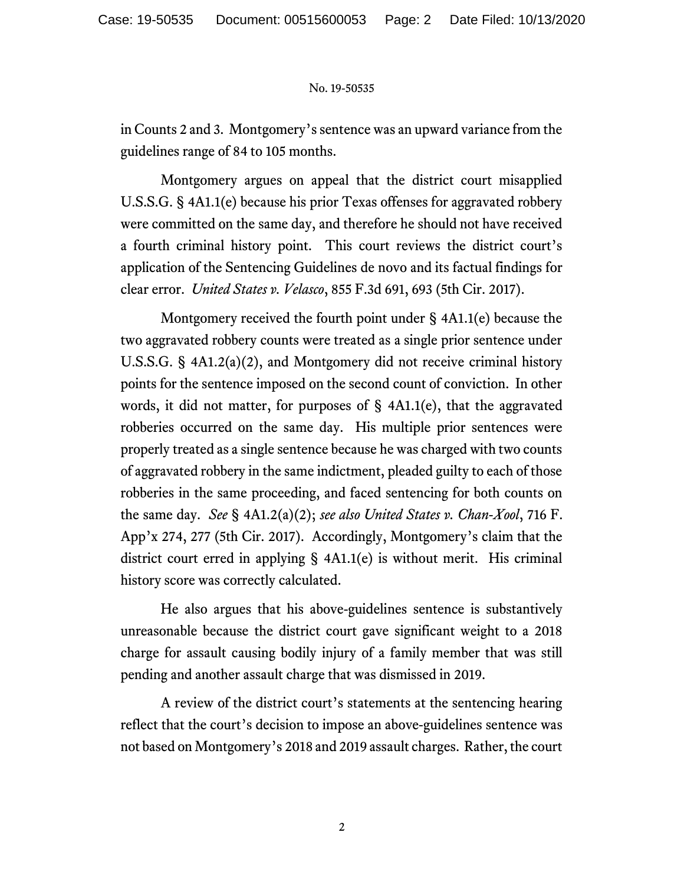in Counts 2 and 3. Montgomery's sentence was an upward variance from the guidelines range of 84 to 105 months.

Montgomery argues on appeal that the district court misapplied U.S.S.G. § 4A1.1(e) because his prior Texas offenses for aggravated robbery were committed on the same day, and therefore he should not have received a fourth criminal history point. This court reviews the district court's application of the Sentencing Guidelines de novo and its factual findings for clear error. *United States v. Velasco*, 855 F.3d 691, 693 (5th Cir. 2017).

Montgomery received the fourth point under § 4A1.1(e) because the two aggravated robbery counts were treated as a single prior sentence under U.S.S.G. § 4A1.2(a)(2), and Montgomery did not receive criminal history points for the sentence imposed on the second count of conviction. In other words, it did not matter, for purposes of § 4A1.1(e), that the aggravated robberies occurred on the same day. His multiple prior sentences were properly treated as a single sentence because he was charged with two counts of aggravated robbery in the same indictment, pleaded guilty to each of those robberies in the same proceeding, and faced sentencing for both counts on the same day. *See* § 4A1.2(a)(2); *see also United States v. Chan-Xool*, 716 F. App'x 274, 277 (5th Cir. 2017). Accordingly, Montgomery's claim that the district court erred in applying § 4A1.1(e) is without merit. His criminal history score was correctly calculated.

He also argues that his above-guidelines sentence is substantively unreasonable because the district court gave significant weight to a 2018 charge for assault causing bodily injury of a family member that was still pending and another assault charge that was dismissed in 2019.

A review of the district court's statements at the sentencing hearing reflect that the court's decision to impose an above-guidelines sentence was not based on Montgomery's 2018 and 2019 assault charges. Rather, the court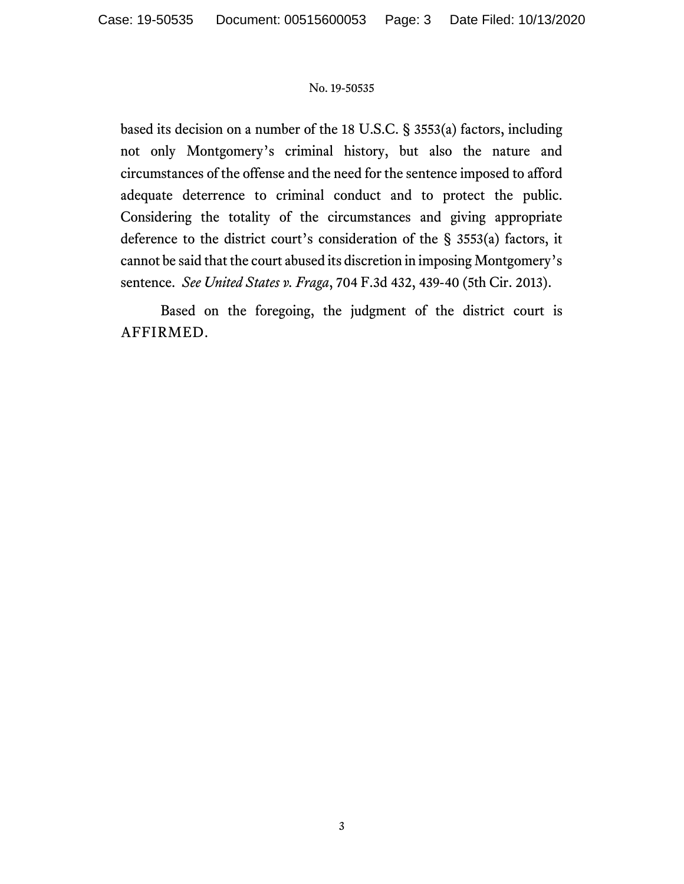based its decision on a number of the 18 U.S.C. § 3553(a) factors, including not only Montgomery's criminal history, but also the nature and circumstances of the offense and the need for the sentence imposed to afford adequate deterrence to criminal conduct and to protect the public. Considering the totality of the circumstances and giving appropriate deference to the district court's consideration of the § 3553(a) factors, it cannot be said that the court abused its discretion in imposing Montgomery's sentence. *See United States v. Fraga*, 704 F.3d 432, 439-40 (5th Cir. 2013).

Based on the foregoing, the judgment of the district court is AFFIRMED.